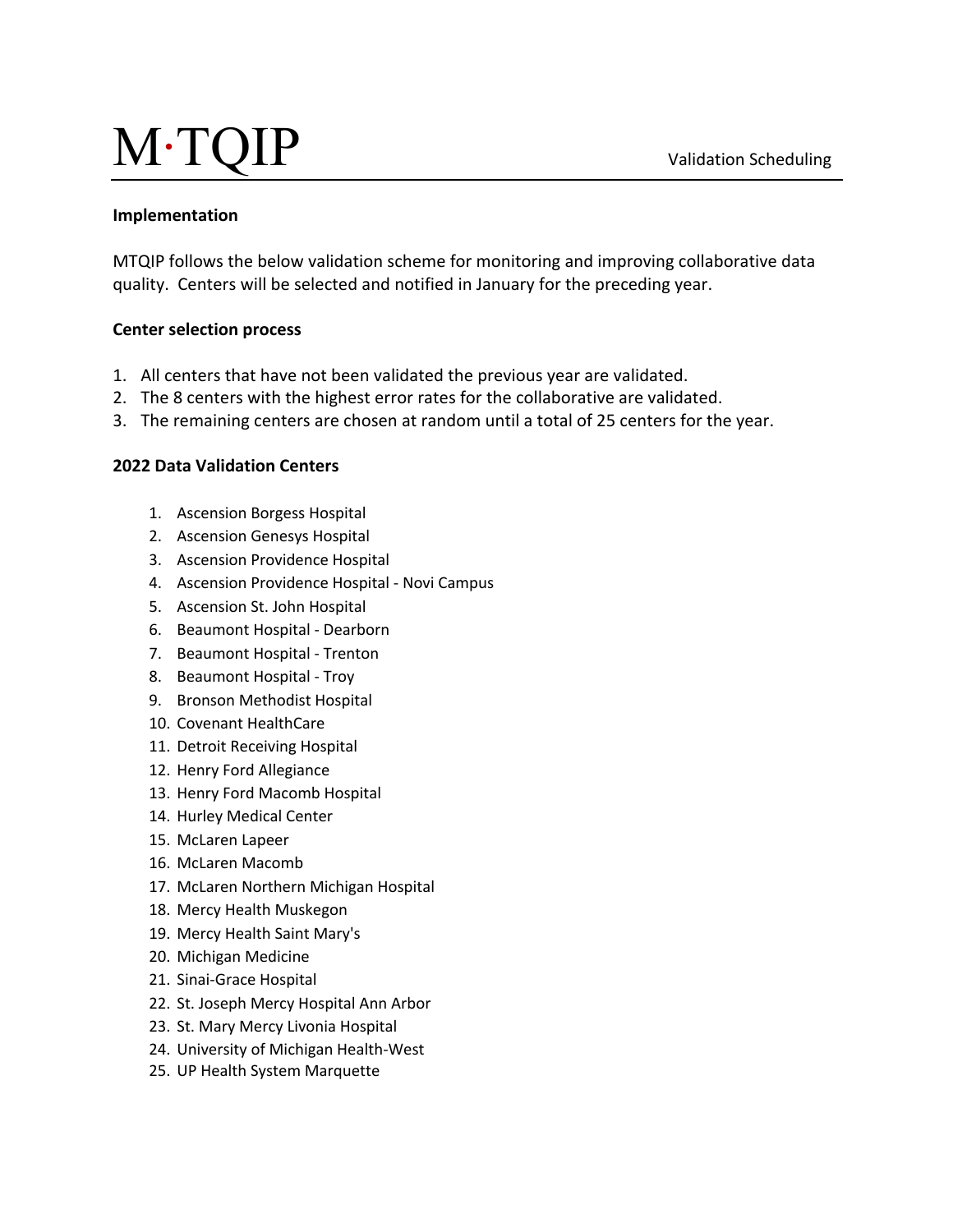# M·TQIP

Validation Scheduling

**Implementation**

MTQIP follows the below validation scheme for monitoring and improving collaborative data quality. Centers will be selected and notified in January for the preceding year.

**Center selection process**

1. All centers that have not been validated the previous year are validated.
2. The 8 centers with the highest error rates for the collaborative are validated.
3. The remaining centers are chosen at random until a total of 25 centers for the year.

**2022 Data Validation Centers**

1. Ascension Borgess Hospital
2. Ascension Genesys Hospital
3. Ascension Providence Hospital
4. Ascension Providence Hospital - Novi Campus
5. Ascension St. John Hospital
6. Beaumont Hospital - Dearborn
7. Beaumont Hospital - Trenton
8. Beaumont Hospital - Troy
9. Bronson Methodist Hospital
10. Covenant HealthCare
11. Detroit Receiving Hospital
12. Henry Ford Allegiance
13. Henry Ford Macomb Hospital
14. Hurley Medical Center
15. McLaren Lapeer
16. McLaren Macomb
17. McLaren Northern Michigan Hospital
18. Mercy Health Muskegon
19. Mercy Health Saint Mary's
20. Michigan Medicine
21. Sinai-Grace Hospital
22. St. Joseph Mercy Hospital Ann Arbor
23. St. Mary Mercy Livonia Hospital
24. University of Michigan Health-West
25. UP Health System Marquette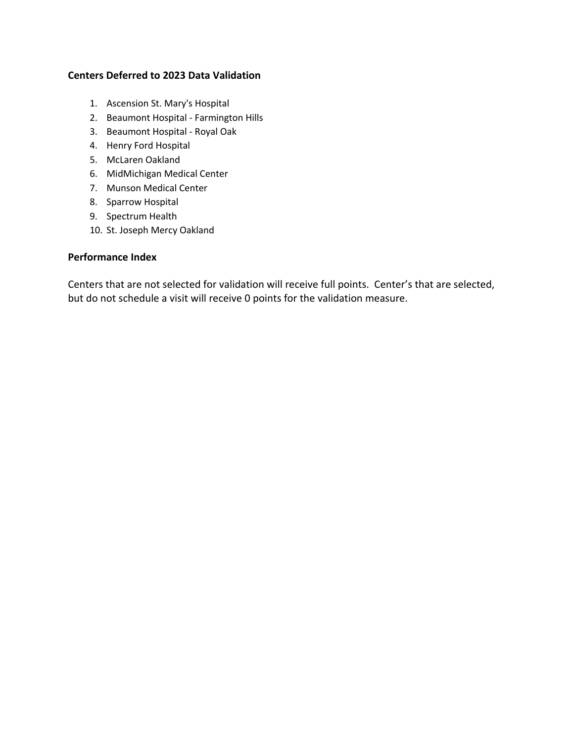**Centers Deferred to 2023 Data Validation**

1. Ascension St. Mary's Hospital
2. Beaumont Hospital - Farmington Hills
3. Beaumont Hospital - Royal Oak
4. Henry Ford Hospital
5. McLaren Oakland
6. MidMichigan Medical Center
7. Munson Medical Center
8. Sparrow Hospital
9. Spectrum Health
10. St. Joseph Mercy Oakland

**Performance Index**

Centers that are not selected for validation will receive full points. Center's that are selected, but do not schedule a visit will receive 0 points for the validation measure.